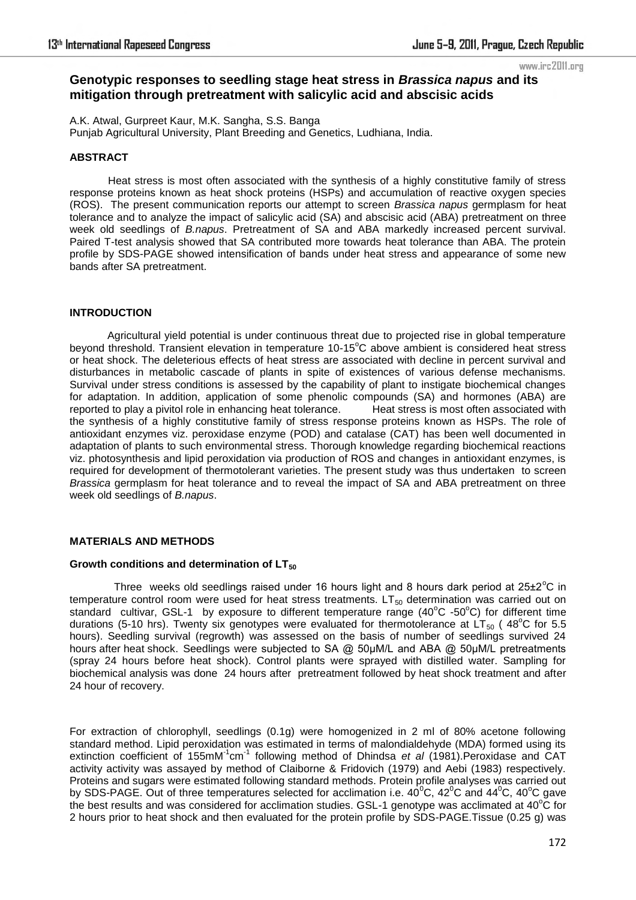# Genotypic responses to seedling stage heat stress in *Brassica napus* and its mitigation through pretreatment with salicylic acid and abscisic acids

A.K. Atwal, Gurpreet Kaur, M.K. Sangha, S.S. Banga
Punjab Agricultural University, Plant Breeding and Genetics, Ludhiana, India.

## ABSTRACT

Heat stress is most often associated with the synthesis of a highly constitutive family of stress response proteins known as heat shock proteins (HSPs) and accumulation of reactive oxygen species (ROS). The present communication reports our attempt to screen *Brassica napus* germplasm for heat tolerance and to analyze the impact of salicylic acid (SA) and abscisic acid (ABA) pretreatment on three week old seedlings of *B.napus*. Pretreatment of SA and ABA markedly increased percent survival. Paired T-test analysis showed that SA contributed more towards heat tolerance than ABA. The protein profile by SDS-PAGE showed intensification of bands under heat stress and appearance of some new bands after SA pretreatment.

## INTRODUCTION

Agricultural yield potential is under continuous threat due to projected rise in global temperature beyond threshold. Transient elevation in temperature 10-15$^{o}$C above ambient is considered heat stress or heat shock. The deleterious effects of heat stress are associated with decline in percent survival and disturbances in metabolic cascade of plants in spite of existences of various defense mechanisms. Survival under stress conditions is assessed by the capability of plant to instigate biochemical changes for adaptation. In addition, application of some phenolic compounds (SA) and hormones (ABA) are reported to play a pivitol role in enhancing heat tolerance. Heat stress is most often associated with the synthesis of a highly constitutive family of stress response proteins known as HSPs. The role of antioxidant enzymes viz. peroxidase enzyme (POD) and catalase (CAT) has been well documented in adaptation of plants to such environmental stress. Thorough knowledge regarding biochemical reactions viz. photosynthesis and lipid peroxidation via production of ROS and changes in antioxidant enzymes, is required for development of thermotolerant varieties. The present study was thus undertaken to screen *Brassica* germplasm for heat tolerance and to reveal the impact of SA and ABA pretreatment on three week old seedlings of *B.napus*.

## MATERIALS AND METHODS

### Growth conditions and determination of $LT_{50}$

Three weeks old seedlings raised under 16 hours light and 8 hours dark period at 25±2$^{o}$C in temperature control room were used for heat stress treatments. $LT_{50}$ determination was carried out on standard cultivar, GSL-1 by exposure to different temperature range (40$^{o}$C -50$^{o}$C) for different time durations (5-10 hrs). Twenty six genotypes were evaluated for thermotolerance at $LT_{50}$ ( 48$^{o}$C for 5.5 hours). Seedling survival (regrowth) was assessed on the basis of number of seedlings survived 24 hours after heat shock. Seedlings were subjected to SA @ 50µM/L and ABA @ 50µM/L pretreatments (spray 24 hours before heat shock). Control plants were sprayed with distilled water. Sampling for biochemical analysis was done 24 hours after pretreatment followed by heat shock treatment and after 24 hour of recovery.

For extraction of chlorophyll, seedlings (0.1g) were homogenized in 2 ml of 80% acetone following standard method. Lipid peroxidation was estimated in terms of malondialdehyde (MDA) formed using its extinction coefficient of 155mM$^{-1}$cm$^{-1}$ following method of Dhindsa *et al* (1981).Peroxidase and CAT activity activity was assayed by method of Claiborne & Fridovich (1979) and Aebi (1983) respectively. Proteins and sugars were estimated following standard methods. Protein profile analyses was carried out by SDS-PAGE. Out of three temperatures selected for acclimation i.e. 40$^{0}$C, 42$^{0}$C and 44$^{0}$C, 40$^{o}$C gave the best results and was considered for acclimation studies. GSL-1 genotype was acclimated at 40$^{o}$C for 2 hours prior to heat shock and then evaluated for the protein profile by SDS-PAGE.Tissue (0.25 g) was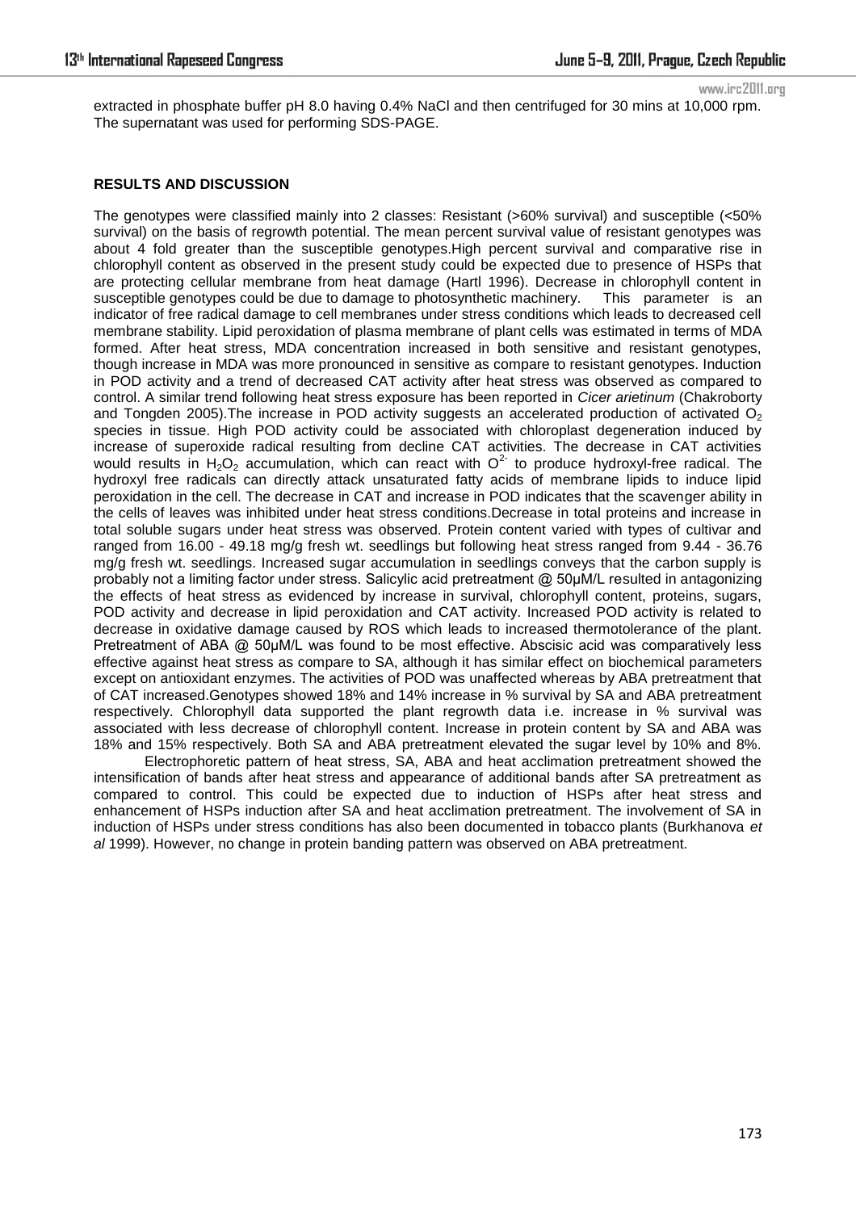extracted in phosphate buffer pH 8.0 having 0.4% NaCl and then centrifuged for 30 mins at 10,000 rpm. The supernatant was used for performing SDS-PAGE.

## RESULTS AND DISCUSSION

The genotypes were classified mainly into 2 classes: Resistant (>60% survival) and susceptible (<50% survival) on the basis of regrowth potential. The mean percent survival value of resistant genotypes was about 4 fold greater than the susceptible genotypes.High percent survival and comparative rise in chlorophyll content as observed in the present study could be expected due to presence of HSPs that are protecting cellular membrane from heat damage (Hartl 1996). Decrease in chlorophyll content in susceptible genotypes could be due to damage to photosynthetic machinery. This parameter is an indicator of free radical damage to cell membranes under stress conditions which leads to decreased cell membrane stability. Lipid peroxidation of plasma membrane of plant cells was estimated in terms of MDA formed. After heat stress, MDA concentration increased in both sensitive and resistant genotypes, though increase in MDA was more pronounced in sensitive as compare to resistant genotypes. Induction in POD activity and a trend of decreased CAT activity after heat stress was observed as compared to control. A similar trend following heat stress exposure has been reported in *Cicer arietinum* (Chakroborty and Tongden 2005).The increase in POD activity suggests an accelerated production of activated $O_2$ species in tissue. High POD activity could be associated with chloroplast degeneration induced by increase of superoxide radical resulting from decline CAT activities. The decrease in CAT activities would results in $H_2O_2$ accumulation, which can react with $O^{2-}$ to produce hydroxyl-free radical. The hydroxyl free radicals can directly attack unsaturated fatty acids of membrane lipids to induce lipid peroxidation in the cell. The decrease in CAT and increase in POD indicates that the scavenger ability in the cells of leaves was inhibited under heat stress conditions.Decrease in total proteins and increase in total soluble sugars under heat stress was observed. Protein content varied with types of cultivar and ranged from 16.00 - 49.18 mg/g fresh wt. seedlings but following heat stress ranged from 9.44 - 36.76 mg/g fresh wt. seedlings. Increased sugar accumulation in seedlings conveys that the carbon supply is probably not a limiting factor under stress. Salicylic acid pretreatment @ 50µM/L resulted in antagonizing the effects of heat stress as evidenced by increase in survival, chlorophyll content, proteins, sugars, POD activity and decrease in lipid peroxidation and CAT activity. Increased POD activity is related to decrease in oxidative damage caused by ROS which leads to increased thermotolerance of the plant. Pretreatment of ABA @ 50µM/L was found to be most effective. Abscisic acid was comparatively less effective against heat stress as compare to SA, although it has similar effect on biochemical parameters except on antioxidant enzymes. The activities of POD was unaffected whereas by ABA pretreatment that of CAT increased.Genotypes showed 18% and 14% increase in % survival by SA and ABA pretreatment respectively. Chlorophyll data supported the plant regrowth data i.e. increase in % survival was associated with less decrease of chlorophyll content. Increase in protein content by SA and ABA was 18% and 15% respectively. Both SA and ABA pretreatment elevated the sugar level by 10% and 8%.

Electrophoretic pattern of heat stress, SA, ABA and heat acclimation pretreatment showed the intensification of bands after heat stress and appearance of additional bands after SA pretreatment as compared to control. This could be expected due to induction of HSPs after heat stress and enhancement of HSPs induction after SA and heat acclimation pretreatment. The involvement of SA in induction of HSPs under stress conditions has also been documented in tobacco plants (Burkhanova *et al* 1999). However, no change in protein banding pattern was observed on ABA pretreatment.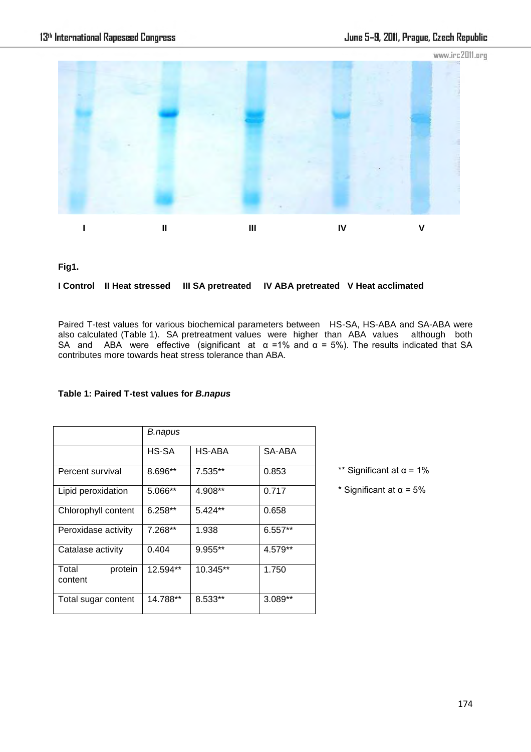I II III IV V

**Fig1.**

**I Control II Heat stressed III SA pretreated IV ABA pretreated V Heat acclimated**

Paired T-test values for various biochemical parameters between HS-SA, HS-ABA and SA-ABA were also calculated (Table 1). SA pretreatment values were higher than ABA values although both SA and ABA were effective (significant at α =1% and α = 5%). The results indicated that SA contributes more towards heat stress tolerance than ABA.

**Table 1: Paired T-test values for *B.napus***

| | *B.napus* | | |
|---|---|---|---|
| | HS-SA | HS-ABA | SA-ABA |
| Percent survival | 8.696** | 7.535** | 0.853 |
| Lipid peroxidation | 5.066** | 4.908** | 0.717 |
| Chlorophyll content | 6.258** | 5.424** | 0.658 |
| Peroxidase activity | 7.268** | 1.938 | 6.557** |
| Catalase activity | 0.404 | 9.955** | 4.579** |
| Total protein content | 12.594** | 10.345** | 1.750 |
| Total sugar content | 14.788** | 8.533** | 3.089** |

** Significant at α = 1%

* Significant at α = 5%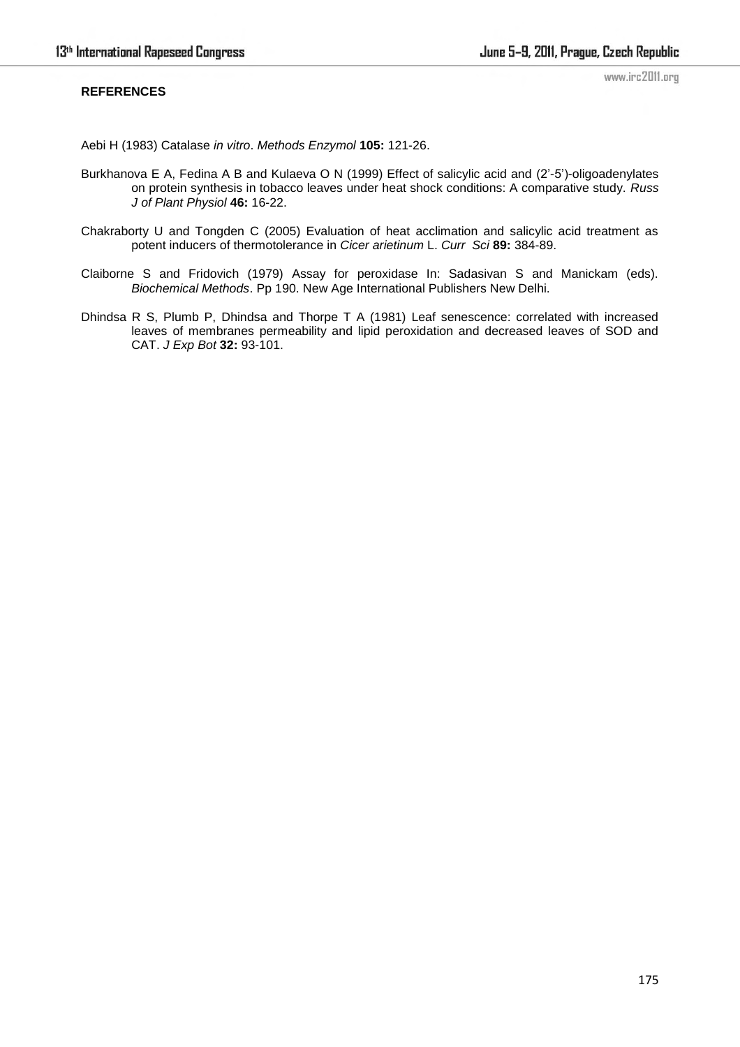**REFERENCES**

Aebi H (1983) Catalase *in vitro*. *Methods Enzymol* **105:** 121-26.

Burkhanova E A, Fedina A B and Kulaeva O N (1999) Effect of salicylic acid and (2'-5')-oligoadenylates on protein synthesis in tobacco leaves under heat shock conditions: A comparative study. *Russ J of Plant Physiol* **46:** 16-22.

Chakraborty U and Tongden C (2005) Evaluation of heat acclimation and salicylic acid treatment as potent inducers of thermotolerance in *Cicer arietinum* L. *Curr Sci* **89:** 384-89.

Claiborne S and Fridovich (1979) Assay for peroxidase In: Sadasivan S and Manickam (eds). *Biochemical Methods*. Pp 190. New Age International Publishers New Delhi.

Dhindsa R S, Plumb P, Dhindsa and Thorpe T A (1981) Leaf senescence: correlated with increased leaves of membranes permeability and lipid peroxidation and decreased leaves of SOD and CAT. *J Exp Bot* **32:** 93-101.